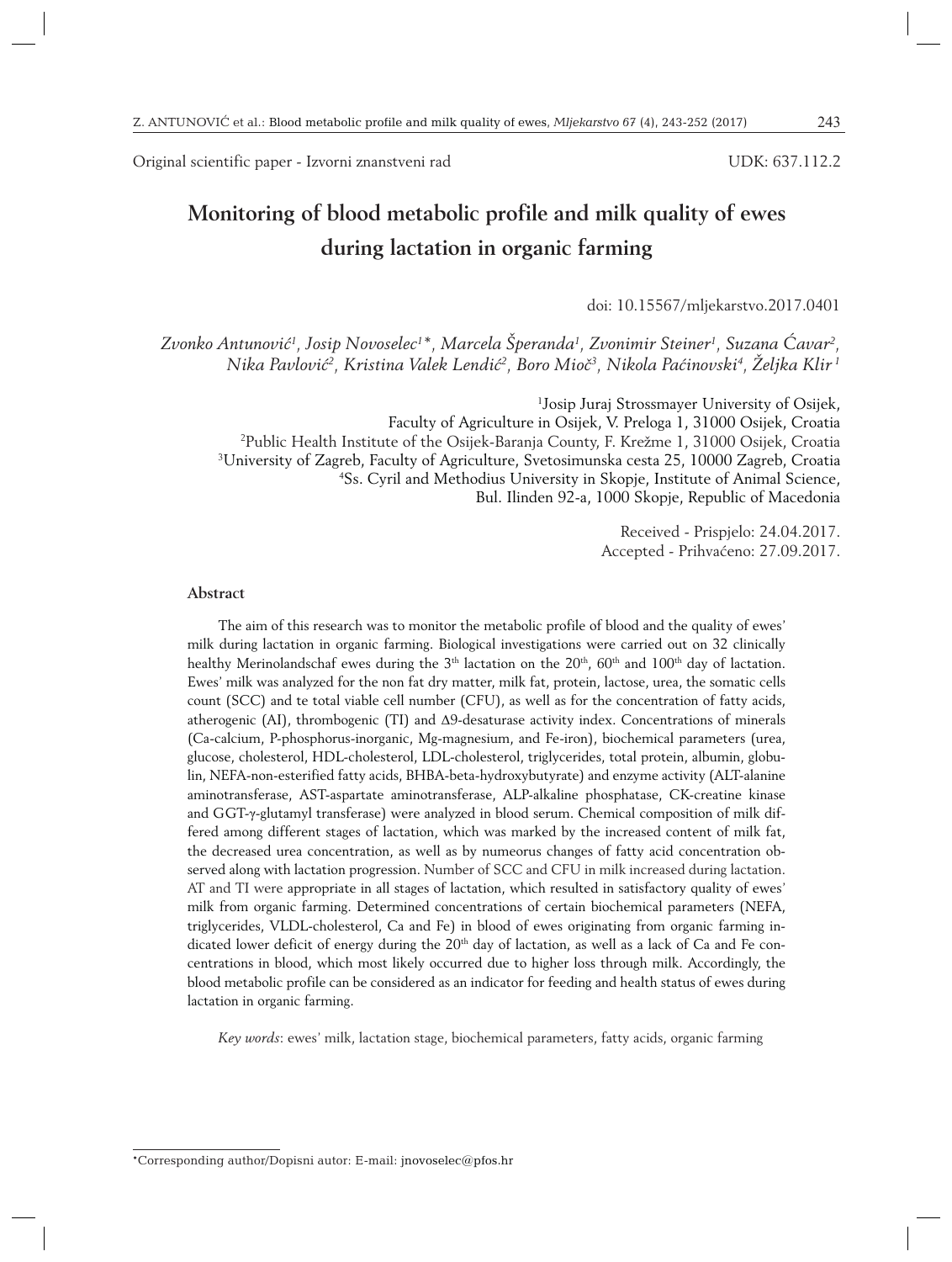Original scientific paper - Izvorni znanstveni rad

UDK: 637.112.2

# Monitoring of blood metabolic profile and milk quality of ewes during lactation in organic farming

doi: 10.15567/mljekarstvo.2017.0401

*Zvonko Antunović[1], Josip Novoselec[1]\*, Marcela Šperanda[1], Zvonimir Steiner[1], Suzana Ćavar[2], Nika Pavlović[2], Kristina Valek Lendić[2], Boro Mioč[3], Nikola Paćinovski[4], Željka Klir[1]*

[1]Josip Juraj Strossmayer University of Osijek, Faculty of Agriculture in Osijek, V. Preloga 1, 31000 Osijek, Croatia

[2]Public Health Institute of the Osijek-Baranja County, F. Krežme 1, 31000 Osijek, Croatia

[3]University of Zagreb, Faculty of Agriculture, Svetosimunska cesta 25, 10000 Zagreb, Croatia

[4]Ss. Cyril and Methodius University in Skopje, Institute of Animal Science, Bul. Ilinden 92-a, 1000 Skopje, Republic of Macedonia

Received - Prispjelo: 24.04.2017.
Accepted - Prihvaćeno: 27.09.2017.

## Abstract

The aim of this research was to monitor the metabolic profile of blood and the quality of ewes' milk during lactation in organic farming. Biological investigations were carried out on 32 clinically healthy Merinolandschaf ewes during the 3[th] lactation on the 20[th], 60[th] and 100[th] day of lactation. Ewes' milk was analyzed for the non fat dry matter, milk fat, protein, lactose, urea, the somatic cells count (SCC) and te total viable cell number (CFU), as well as for the concentration of fatty acids, atherogenic (AI), thrombogenic (TI) and Δ9-desaturase activity index. Concentrations of minerals (Ca-calcium, P-phosphorus-inorganic, Mg-magnesium, and Fe-iron), biochemical parameters (urea, glucose, cholesterol, HDL-cholesterol, LDL-cholesterol, triglycerides, total protein, albumin, globulin, NEFA-non-esterified fatty acids, BHBA-beta-hydroxybutyrate) and enzyme activity (ALT-alanine aminotransferase, AST-aspartate aminotransferase, ALP-alkaline phosphatase, CK-creatine kinase and GGT-γ-glutamyl transferase) were analyzed in blood serum. Chemical composition of milk differed among different stages of lactation, which was marked by the increased content of milk fat, the decreased urea concentration, as well as by numerous changes of fatty acid concentration observed along with lactation progression. Number of SCC and CFU in milk increased during lactation. AT and TI were appropriate in all stages of lactation, which resulted in satisfactory quality of ewes' milk from organic farming. Determined concentrations of certain biochemical parameters (NEFA, triglycerides, VLDL-cholesterol, Ca and Fe) in blood of ewes originating from organic farming indicated lower deficit of energy during the 20[th] day of lactation, as well as a lack of Ca and Fe concentrations in blood, which most likely occurred due to higher loss through milk. Accordingly, the blood metabolic profile can be considered as an indicator for feeding and health status of ewes during lactation in organic farming.

*Key words*: ewes' milk, lactation stage, biochemical parameters, fatty acids, organic farming

---

\*Corresponding author/Dopisni autor: E-mail: jnovoselec@pfos.hr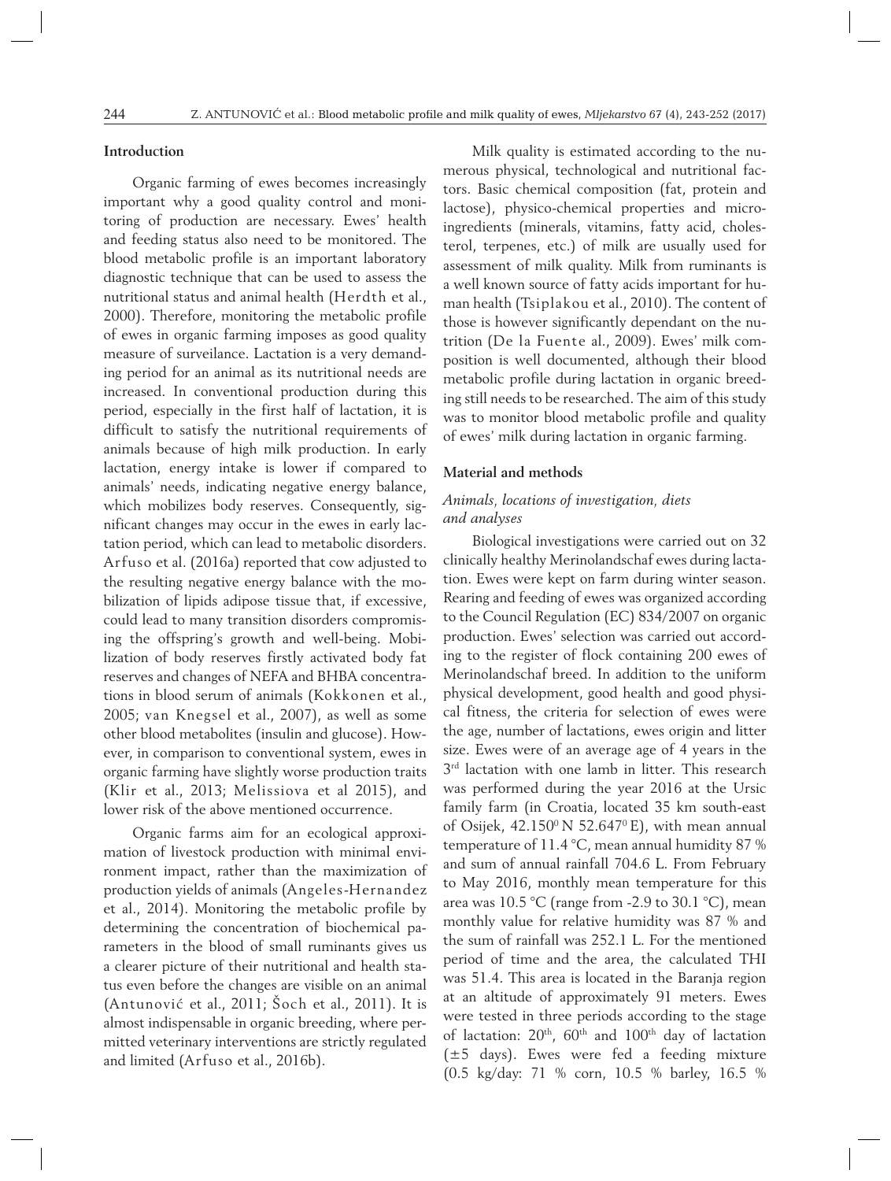## Introduction

Organic farming of ewes becomes increasingly important why a good quality control and monitoring of production are necessary. Ewes' health and feeding status also need to be monitored. The blood metabolic profile is an important laboratory diagnostic technique that can be used to assess the nutritional status and animal health (Herdth et al., 2000). Therefore, monitoring the metabolic profile of ewes in organic farming imposes as good quality measure of surveilance. Lactation is a very demanding period for an animal as its nutritional needs are increased. In conventional production during this period, especially in the first half of lactation, it is difficult to satisfy the nutritional requirements of animals because of high milk production. In early lactation, energy intake is lower if compared to animals' needs, indicating negative energy balance, which mobilizes body reserves. Consequently, significant changes may occur in the ewes in early lactation period, which can lead to metabolic disorders. Arfuso et al. (2016a) reported that cow adjusted to the resulting negative energy balance with the mobilization of lipids adipose tissue that, if excessive, could lead to many transition disorders compromising the offspring's growth and well-being. Mobilization of body reserves firstly activated body fat reserves and changes of NEFA and BHBA concentrations in blood serum of animals (Kokkonen et al., 2005; van Knegsel et al., 2007), as well as some other blood metabolites (insulin and glucose). However, in comparison to conventional system, ewes in organic farming have slightly worse production traits (Klir et al., 2013; Melissiova et al 2015), and lower risk of the above mentioned occurrence.

Organic farms aim for an ecological approximation of livestock production with minimal environment impact, rather than the maximization of production yields of animals (Angeles-Hernandez et al., 2014). Monitoring the metabolic profile by determining the concentration of biochemical parameters in the blood of small ruminants gives us a clearer picture of their nutritional and health status even before the changes are visible on an animal (Antunović et al., 2011; Šoch et al., 2011). It is almost indispensable in organic breeding, where permitted veterinary interventions are strictly regulated and limited (Arfuso et al., 2016b).

Milk quality is estimated according to the numerous physical, technological and nutritional factors. Basic chemical composition (fat, protein and lactose), physico-chemical properties and micro-ingredients (minerals, vitamins, fatty acid, cholesterol, terpenes, etc.) of milk are usually used for assessment of milk quality. Milk from ruminants is a well known source of fatty acids important for human health (Tsiplakou et al., 2010). The content of those is however significantly dependant on the nutrition (De la Fuente al., 2009). Ewes' milk composition is well documented, although their blood metabolic profile during lactation in organic breeding still needs to be researched. The aim of this study was to monitor blood metabolic profile and quality of ewes' milk during lactation in organic farming.

## Material and methods

### *Animals, locations of investigation, diets and analyses*

Biological investigations were carried out on 32 clinically healthy Merinolandschaf ewes during lactation. Ewes were kept on farm during winter season. Rearing and feeding of ewes was organized according to the Council Regulation (EC) 834/2007 on organic production. Ewes' selection was carried out according to the register of flock containing 200 ewes of Merinolandschaf breed. In addition to the uniform physical development, good health and good physical fitness, the criteria for selection of ewes were the age, number of lactations, ewes origin and litter size. Ewes were of an average age of 4 years in the 3rd lactation with one lamb in litter. This research was performed during the year 2016 at the Ursic family farm (in Croatia, located 35 km south-east of Osijek, $42.150^0$ N $52.647^0$ E), with mean annual temperature of 11.4 °C, mean annual humidity 87 % and sum of annual rainfall 704.6 L. From February to May 2016, monthly mean temperature for this area was 10.5 °C (range from -2.9 to 30.1 °C), mean monthly value for relative humidity was 87 % and the sum of rainfall was 252.1 L. For the mentioned period of time and the area, the calculated THI was 51.4. This area is located in the Baranja region at an altitude of approximately 91 meters. Ewes were tested in three periods according to the stage of lactation: 20th, 60th and 100th day of lactation (±5 days). Ewes were fed a feeding mixture (0.5 kg/day: 71 % corn, 10.5 % barley, 16.5 %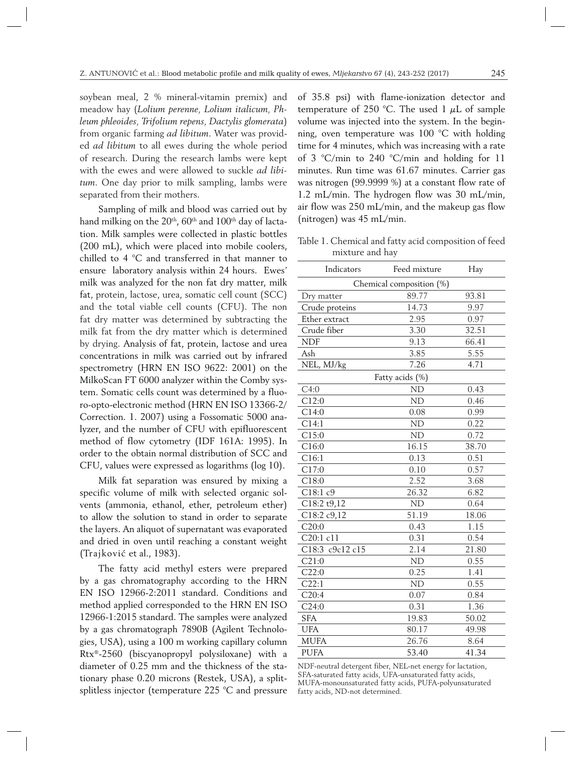soybean meal, 2 % mineral-vitamin premix) and meadow hay (*Lolium perenne*, *Lolium italicum*, *Phleum phleoides*, *Trifolium repens*, *Dactylis glomerata*) from organic farming *ad libitum*. Water was provided *ad libitum* to all ewes during the whole period of research. During the research lambs were kept with the ewes and were allowed to suckle *ad libitum*. One day prior to milk sampling, lambs were separated from their mothers.

Sampling of milk and blood was carried out by hand milking on the 20th, 60th and 100th day of lactation. Milk samples were collected in plastic bottles (200 mL), which were placed into mobile coolers, chilled to 4 °C and transferred in that manner to ensure laboratory analysis within 24 hours. Ewes' milk was analyzed for the non fat dry matter, milk fat, protein, lactose, urea, somatic cell count (SCC) and the total viable cell counts (CFU). The non fat dry matter was determined by subtracting the milk fat from the dry matter which is determined by drying. Analysis of fat, protein, lactose and urea concentrations in milk was carried out by infrared spectrometry (HRN EN ISO 9622: 2001) on the MilkoScan FT 6000 analyzer within the Comby system. Somatic cells count was determined by a fluoro-opto-electronic method (HRN EN ISO 13366-2/ Correction. 1. 2007) using a Fossomatic 5000 analyzer, and the number of CFU with epifluorescent method of flow cytometry (IDF 161A: 1995). In order to the obtain normal distribution of SCC and CFU, values were expressed as logarithms (log 10).

Milk fat separation was ensured by mixing a specific volume of milk with selected organic solvents (ammonia, ethanol, ether, petroleum ether) to allow the solution to stand in order to separate the layers. An aliquot of supernatant was evaporated and dried in oven until reaching a constant weight (Trajković et al., 1983).

The fatty acid methyl esters were prepared by a gas chromatography according to the HRN EN ISO 12966-2:2011 standard. Conditions and method applied corresponded to the HRN EN ISO 12966-1:2015 standard. The samples were analyzed by a gas chromatograph 7890B (Agilent Technologies, USA), using a 100 m working capillary column Rtx®-2560 (biscyanopropyl polysiloxane) with a diameter of 0.25 mm and the thickness of the stationary phase 0.20 microns (Restek, USA), a split-splitless injector (temperature 225 °C and pressure of 35.8 psi) with flame-ionization detector and temperature of 250 °C. The used 1 μL of sample volume was injected into the system. In the beginning, oven temperature was 100 °C with holding time for 4 minutes, which was increasing with a rate of 3 °C/min to 240 °C/min and holding for 11 minutes. Run time was 61.67 minutes. Carrier gas was nitrogen (99.9999 %) at a constant flow rate of 1.2 mL/min. The hydrogen flow was 30 mL/min, air flow was 250 mL/min, and the makeup gas flow (nitrogen) was 45 mL/min.

Table 1. Chemical and fatty acid composition of feed mixture and hay

| Indicators | Feed mixture | Hay |
|---|---|---|
| Chemical composition (%) | | |
| Dry matter | 89.77 | 93.81 |
| Crude proteins | 14.73 | 9.97 |
| Ether extract | 2.95 | 0.97 |
| Crude fiber | 3.30 | 32.51 |
| NDF | 9.13 | 66.41 |
| Ash | 3.85 | 5.55 |
| NEL, MJ/kg | 7.26 | 4.71 |
| Fatty acids (%) | | |
| C4:0 | ND | 0.43 |
| C12:0 | ND | 0.46 |
| C14:0 | 0.08 | 0.99 |
| C14:1 | ND | 0.22 |
| C15:0 | ND | 0.72 |
| C16:0 | 16.15 | 38.70 |
| C16:1 | 0.13 | 0.51 |
| C17:0 | 0.10 | 0.57 |
| C18:0 | 2.52 | 3.68 |
| C18:1 c9 | 26.32 | 6.82 |
| C18:2 t9,12 | ND | 0.64 |
| C18:2 c9,12 | 51.19 | 18.06 |
| C20:0 | 0.43 | 1.15 |
| C20:1 c11 | 0.31 | 0.54 |
| C18:3 c9c12 c15 | 2.14 | 21.80 |
| C21:0 | ND | 0.55 |
| C22:0 | 0.25 | 1.41 |
| C22:1 | ND | 0.55 |
| C20:4 | 0.07 | 0.84 |
| C24:0 | 0.31 | 1.36 |
| SFA | 19.83 | 50.02 |
| UFA | 80.17 | 49.98 |
| MUFA | 26.76 | 8.64 |
| PUFA | 53.40 | 41.34 |

NDF-neutral detergent fiber, NEL-net energy for lactation, SFA-saturated fatty acids, UFA-unsaturated fatty acids, MUFA-monounsaturated fatty acids, PUFA-polyunsaturated fatty acids, ND-not determined.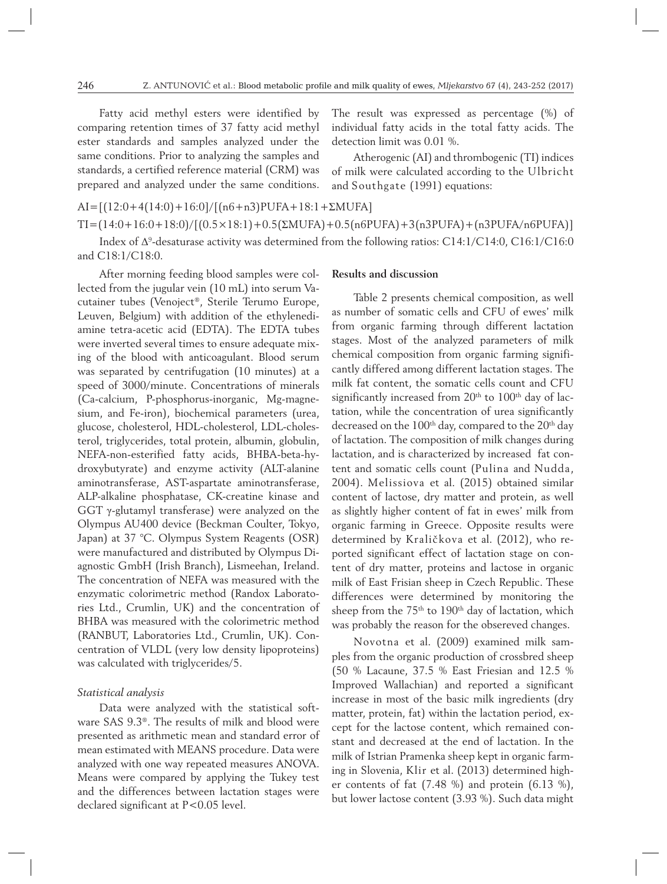Fatty acid methyl esters were identified by comparing retention times of 37 fatty acid methyl ester standards and samples analyzed under the same conditions. Prior to analyzing the samples and standards, a certified reference material (CRM) was prepared and analyzed under the same conditions. The result was expressed as percentage (%) of individual fatty acids in the total fatty acids. The detection limit was 0.01 %.

Atherogenic (AI) and thrombogenic (TI) indices of milk were calculated according to the Ulbricht and Southgate (1991) equations:

$$AI=[(12{:}0+4(14{:}0)+16{:}0]/[(n6+n3)PUFA+18{:}1+\Sigma MUFA]$$

$$TI=(14{:}0+16{:}0+18{:}0)/[(0.5\times 18{:}1)+0.5(\Sigma MUFA)+0.5(n6PUFA)+3(n3PUFA)+(n3PUFA/n6PUFA)]$$

Index of $\Delta^9$-desaturase activity was determined from the following ratios: C14:1/C14:0, C16:1/C16:0 and C18:1/C18:0.

After morning feeding blood samples were collected from the jugular vein (10 mL) into serum Vacutainer tubes (Venoject®, Sterile Terumo Europe, Leuven, Belgium) with addition of the ethylenediamine tetra-acetic acid (EDTA). The EDTA tubes were inverted several times to ensure adequate mixing of the blood with anticoagulant. Blood serum was separated by centrifugation (10 minutes) at a speed of 3000/minute. Concentrations of minerals (Ca-calcium, P-phosphorus-inorganic, Mg-magnesium, and Fe-iron), biochemical parameters (urea, glucose, cholesterol, HDL-cholesterol, LDL-cholesterol, triglycerides, total protein, albumin, globulin, NEFA-non-esterified fatty acids, BHBA-beta-hydroxybutyrate) and enzyme activity (ALT-alanine aminotransferase, AST-aspartate aminotransferase, ALP-alkaline phosphatase, CK-creatine kinase and GGT γ-glutamyl transferase) were analyzed on the Olympus AU400 device (Beckman Coulter, Tokyo, Japan) at 37 °C. Olympus System Reagents (OSR) were manufactured and distributed by Olympus Diagnostic GmbH (Irish Branch), Lismeehan, Ireland. The concentration of NEFA was measured with the enzymatic colorimetric method (Randox Laboratories Ltd., Crumlin, UK) and the concentration of BHBA was measured with the colorimetric method (RANBUT, Laboratories Ltd., Crumlin, UK). Concentration of VLDL (very low density lipoproteins) was calculated with triglycerides/5.

### *Statistical analysis*

Data were analyzed with the statistical software SAS 9.3®. The results of milk and blood were presented as arithmetic mean and standard error of mean estimated with MEANS procedure. Data were analyzed with one way repeated measures ANOVA. Means were compared by applying the Tukey test and the differences between lactation stages were declared significant at P<0.05 level.

## **Results and discussion**

Table 2 presents chemical composition, as well as number of somatic cells and CFU of ewes' milk from organic farming through different lactation stages. Most of the analyzed parameters of milk chemical composition from organic farming significantly differed among different lactation stages. The milk fat content, the somatic cells count and CFU significantly increased from 20th to 100th day of lactation, while the concentration of urea significantly decreased on the 100th day, compared to the 20th day of lactation. The composition of milk changes during lactation, and is characterized by increased fat content and somatic cells count (Pulina and Nudda, 2004). Melissiova et al. (2015) obtained similar content of lactose, dry matter and protein, as well as slightly higher content of fat in ewes' milk from organic farming in Greece. Opposite results were determined by Kraličkova et al. (2012), who reported significant effect of lactation stage on content of dry matter, proteins and lactose in organic milk of East Frisian sheep in Czech Republic. These differences were determined by monitoring the sheep from the 75th to 190th day of lactation, which was probably the reason for the obsereved changes.

Novotna et al. (2009) examined milk samples from the organic production of crossbred sheep (50 % Lacaune, 37.5 % East Friesian and 12.5 % Improved Wallachian) and reported a significant increase in most of the basic milk ingredients (dry matter, protein, fat) within the lactation period, except for the lactose content, which remained constant and decreased at the end of lactation. In the milk of Istrian Pramenka sheep kept in organic farming in Slovenia, Klir et al. (2013) determined higher contents of fat (7.48 %) and protein (6.13 %), but lower lactose content (3.93 %). Such data might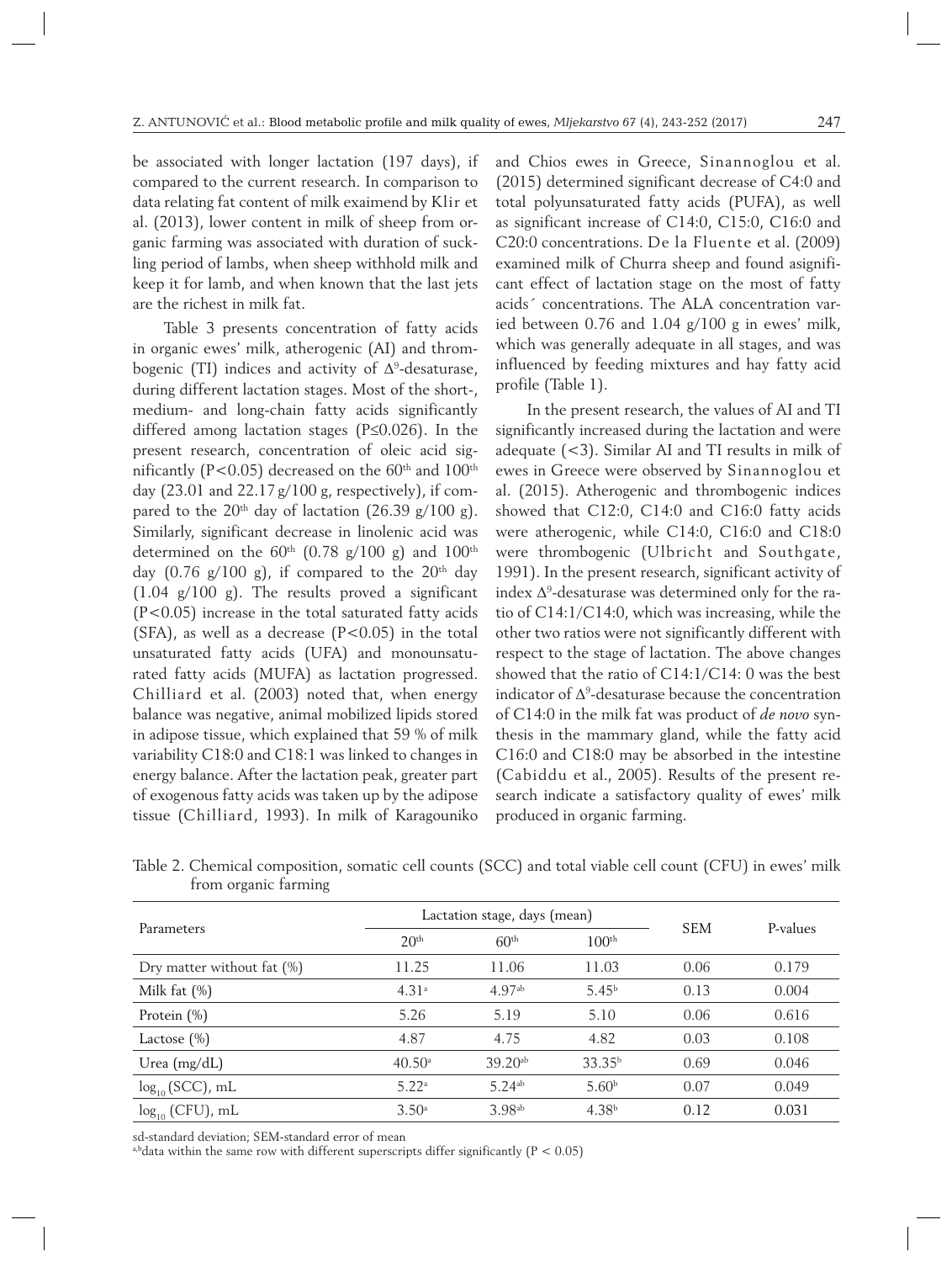be associated with longer lactation (197 days), if compared to the current research. In comparison to data relating fat content of milk exaimend by Klir et al. (2013), lower content in milk of sheep from organic farming was associated with duration of suckling period of lambs, when sheep withhold milk and keep it for lamb, and when known that the last jets are the richest in milk fat.

Table 3 presents concentration of fatty acids in organic ewes' milk, atherogenic (AI) and thrombogenic (TI) indices and activity of $\Delta^9$-desaturase, during different lactation stages. Most of the short-, medium- and long-chain fatty acids significantly differed among lactation stages ($P \leq 0.026$). In the present research, concentration of oleic acid significantly ($P<0.05$) decreased on the 60th and 100th day (23.01 and 22.17 g/100 g, respectively), if compared to the 20th day of lactation (26.39 g/100 g). Similarly, significant decrease in linolenic acid was determined on the 60th (0.78 g/100 g) and 100th day (0.76 g/100 g), if compared to the 20th day (1.04 g/100 g). The results proved a significant ($P<0.05$) increase in the total saturated fatty acids (SFA), as well as a decrease ($P<0.05$) in the total unsaturated fatty acids (UFA) and monounsaturated fatty acids (MUFA) as lactation progressed. Chilliard et al. (2003) noted that, when energy balance was negative, animal mobilized lipids stored in adipose tissue, which explained that 59 % of milk variability C18:0 and C18:1 was linked to changes in energy balance. After the lactation peak, greater part of exogenous fatty acids was taken up by the adipose tissue (Chilliard, 1993). In milk of Karagouniko and Chios ewes in Greece, Sinannoglou et al. (2015) determined significant decrease of C4:0 and total polyunsaturated fatty acids (PUFA), as well as significant increase of C14:0, C15:0, C16:0 and C20:0 concentrations. De la Fluente et al. (2009) examined milk of Churra sheep and found asignificant effect of lactation stage on the most of fatty acids´ concentrations. The ALA concentration varied between 0.76 and 1.04 g/100 g in ewes' milk, which was generally adequate in all stages, and was influenced by feeding mixtures and hay fatty acid profile (Table 1).

In the present research, the values of AI and TI significantly increased during the lactation and were adequate (<3). Similar AI and TI results in milk of ewes in Greece were observed by Sinannoglou et al. (2015). Atherogenic and thrombogenic indices showed that C12:0, C14:0 and C16:0 fatty acids were atherogenic, while C14:0, C16:0 and C18:0 were thrombogenic (Ulbricht and Southgate, 1991). In the present research, significant activity of index $\Delta^9$-desaturase was determined only for the ratio of C14:1/C14:0, which was increasing, while the other two ratios were not significantly different with respect to the stage of lactation. The above changes showed that the ratio of C14:1/C14: 0 was the best indicator of $\Delta^9$-desaturase because the concentration of C14:0 in the milk fat was product of *de novo* synthesis in the mammary gland, while the fatty acid C16:0 and C18:0 may be absorbed in the intestine (Cabiddu et al., 2005). Results of the present research indicate a satisfactory quality of ewes' milk produced in organic farming.

Table 2. Chemical composition, somatic cell counts (SCC) and total viable cell count (CFU) in ewes' milk from organic farming

| Parameters | Lactation stage, days (mean) | | | SEM | P-values |
|---|---|---|---|---|---|
| | 20th | 60th | 100th | | |
| Dry matter without fat (%) | 11.25 | 11.06 | 11.03 | 0.06 | 0.179 |
| Milk fat (%) | 4.31[a] | 4.97[ab] | 5.45[b] | 0.13 | 0.004 |
| Protein (%) | 5.26 | 5.19 | 5.10 | 0.06 | 0.616 |
| Lactose (%) | 4.87 | 4.75 | 4.82 | 0.03 | 0.108 |
| Urea (mg/dL) | 40.50[a] | 39.20[ab] | 33.35[b] | 0.69 | 0.046 |
| $\log_{10}$ (SCC), mL | 5.22[a] | 5.24[ab] | 5.60[b] | 0.07 | 0.049 |
| $\log_{10}$ (CFU), mL | 3.50[a] | 3.98[ab] | 4.38[b] | 0.12 | 0.031 |

sd-standard deviation; SEM-standard error of mean

a,bdata within the same row with different superscripts differ significantly ($P < 0.05$)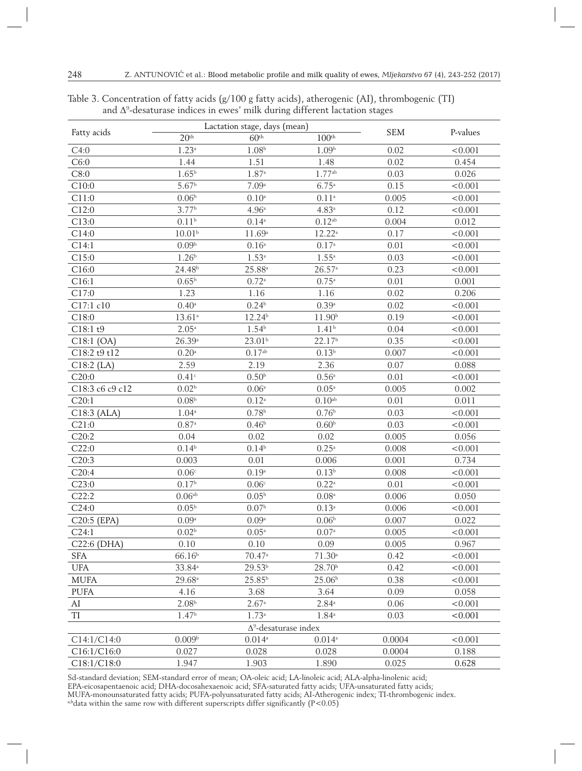Table 3. Concentration of fatty acids (g/100 g fatty acids), atherogenic (AI), thrombogenic (TI) and $\Delta^9$-desaturase indices in ewes' milk during different lactation stages

| Fatty acids | Lactation stage, days (mean) | | | SEM | P-values |
|---|---|---|---|---|---|
| | 20th | 60th | 100th | | |
| C4:0 | 1.23[a] | 1.08[b] | 1.09[b] | 0.02 | <0.001 |
| C6:0 | 1.44 | 1.51 | 1.48 | 0.02 | 0.454 |
| C8:0 | 1.65[b] | 1.87[a] | 1.77[ab] | 0.03 | 0.026 |
| C10:0 | 5.67[b] | 7.09[a] | 6.75[a] | 0.15 | <0.001 |
| C11:0 | 0.06[b] | 0.10[a] | 0.11[a] | 0.005 | <0.001 |
| C12:0 | 3.77[b] | 4.96[a] | 4.83[a] | 0.12 | <0.001 |
| C13:0 | 0.11[b] | 0.14[a] | 0.12[ab] | 0.004 | 0.012 |
| C14:0 | 10.01[b] | 11.69[a] | 12.22[a] | 0.17 | <0.001 |
| C14:1 | 0.09[b] | 0.16[a] | 0.17[a] | 0.01 | <0.001 |
| C15:0 | 1.26[b] | 1.53[a] | 1.55[a] | 0.03 | <0.001 |
| C16:0 | 24.48[b] | 25.88[a] | 26.57[a] | 0.23 | <0.001 |
| C16:1 | 0.65[b] | 0.72[a] | 0.75[a] | 0.01 | 0.001 |
| C17:0 | 1.23 | 1.16 | 1.16 | 0.02 | 0.206 |
| C17:1 c10 | 0.40[a] | 0.24[b] | 0.39[a] | 0.02 | <0.001 |
| C18:0 | 13.61[a] | 12.24[b] | 11.90[b] | 0.19 | <0.001 |
| C18:1 t9 | 2.05[a] | 1.54[b] | 1.41[b] | 0.04 | <0.001 |
| C18:1 (OA) | 26.39[a] | 23.01[b] | 22.17[b] | 0.35 | <0.001 |
| C18:2 t9 t12 | 0.20[a] | 0.17[ab] | 0.13[b] | 0.007 | <0.001 |
| C18:2 (LA) | 2.59 | 2.19 | 2.36 | 0.07 | 0.088 |
| C20:0 | 0.41[c] | 0.50[b] | 0.56[a] | 0.01 | <0.001 |
| C18:3 c6 c9 c12 | 0.02[b] | 0.06[a] | 0.05[a] | 0.005 | 0.002 |
| C20:1 | 0.08[b] | 0.12[a] | 0.10[ab] | 0.01 | 0.011 |
| C18:3 (ALA) | 1.04[a] | 0.78[b] | 0.76[b] | 0.03 | <0.001 |
| C21:0 | 0.87[a] | 0.46[b] | 0.60[b] | 0.03 | <0.001 |
| C20:2 | 0.04 | 0.02 | 0.02 | 0.005 | 0.056 |
| C22:0 | 0.14[b] | 0.14[b] | 0.25[a] | 0.008 | <0.001 |
| C20:3 | 0.003 | 0.01 | 0.006 | 0.001 | 0.734 |
| C20:4 | 0.06[c] | 0.19[a] | 0.13[b] | 0.008 | <0.001 |
| C23:0 | 0.17[b] | 0.06[c] | 0.22[a] | 0.01 | <0.001 |
| C22:2 | 0.06[ab] | 0.05[b] | 0.08[a] | 0.006 | 0.050 |
| C24:0 | 0.05[b] | 0.07[b] | 0.13[a] | 0.006 | <0.001 |
| C20:5 (EPA) | 0.09[a] | 0.09[a] | 0.06[b] | 0.007 | 0.022 |
| C24:1 | 0.02[b] | 0.05[a] | 0.07[a] | 0.005 | <0.001 |
| C22:6 (DHA) | 0.10 | 0.10 | 0.09 | 0.005 | 0.967 |
| SFA | 66.16[b] | 70.47[a] | 71.30[a] | 0.42 | <0.001 |
| UFA | 33.84[a] | 29.53[b] | 28.70[b] | 0.42 | <0.001 |
| MUFA | 29.68[a] | 25.85[b] | 25.06[b] | 0.38 | <0.001 |
| PUFA | 4.16 | 3.68 | 3.64 | 0.09 | 0.058 |
| AI | 2.08[b] | 2.67[a] | 2.84[a] | 0.06 | <0.001 |
| TI | 1.47[b] | 1.73[a] | 1.84[a] | 0.03 | <0.001 |
| $\Delta^9$-desaturase index | | | | | |
| C14:1/C14:0 | 0.009[b] | 0.014[a] | 0.014[a] | 0.0004 | <0.001 |
| C16:1/C16:0 | 0.027 | 0.028 | 0.028 | 0.0004 | 0.188 |
| C18:1/C18:0 | 1.947 | 1.903 | 1.890 | 0.025 | 0.628 |

Sd-standard deviation; SEM-standard error of mean; OA-oleic acid; LA-linoleic acid; ALA-alpha-linolenic acid; EPA-eicosapentaenoic acid; DHA-docosahexaenoic acid; SFA-saturated fatty acids; UFA-unsaturated fatty acids; MUFA-monounsaturated fatty acids; PUFA-polyunsaturated fatty acids; AI-Atherogenic index; TI-thrombogenic index.
[a,b]data within the same row with different superscripts differ significantly ($P<0.05$)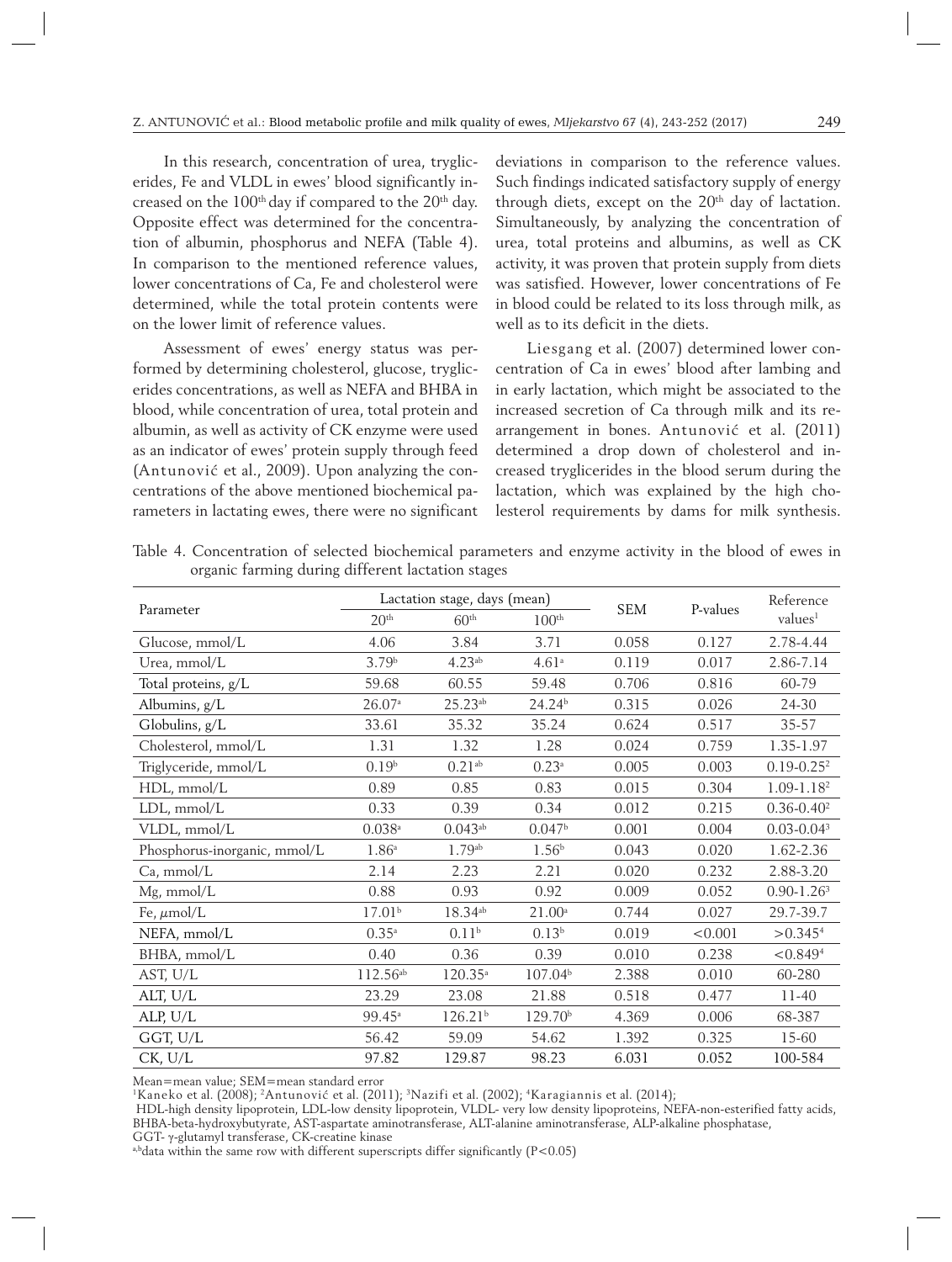In this research, concentration of urea, tryglicerides, Fe and VLDL in ewes' blood significantly increased on the 100th day if compared to the 20th day. Opposite effect was determined for the concentration of albumin, phosphorus and NEFA (Table 4). In comparison to the mentioned reference values, lower concentrations of Ca, Fe and cholesterol were determined, while the total protein contents were on the lower limit of reference values.

Assessment of ewes' energy status was performed by determining cholesterol, glucose, tryglicerides concentrations, as well as NEFA and BHBA in blood, while concentration of urea, total protein and albumin, as well as activity of CK enzyme were used as an indicator of ewes' protein supply through feed (Antunović et al., 2009). Upon analyzing the concentrations of the above mentioned biochemical parameters in lactating ewes, there were no significant deviations in comparison to the reference values. Such findings indicated satisfactory supply of energy through diets, except on the 20th day of lactation. Simultaneously, by analyzing the concentration of urea, total proteins and albumins, as well as CK activity, it was proven that protein supply from diets was satisfied. However, lower concentrations of Fe in blood could be related to its loss through milk, as well as to its deficit in the diets.

Liesgang et al. (2007) determined lower concentration of Ca in ewes' blood after lambing and in early lactation, which might be associated to the increased secretion of Ca through milk and its rearrangement in bones. Antunović et al. (2011) determined a drop down of cholesterol and increased tryglicerides in the blood serum during the lactation, which was explained by the high cholesterol requirements by dams for milk synthesis.

Table 4. Concentration of selected biochemical parameters and enzyme activity in the blood of ewes in organic farming during different lactation stages

| Parameter | Lactation stage, days (mean) | | | SEM | P-values | Reference values[1] |
|---|---|---|---|---|---|---|
| | 20th | 60th | 100th | | | |
| Glucose, mmol/L | 4.06 | 3.84 | 3.71 | 0.058 | 0.127 | 2.78-4.44 |
| Urea, mmol/L | 3.79[b] | 4.23[ab] | 4.61[a] | 0.119 | 0.017 | 2.86-7.14 |
| Total proteins, g/L | 59.68 | 60.55 | 59.48 | 0.706 | 0.816 | 60-79 |
| Albumins, g/L | 26.07[a] | 25.23[ab] | 24.24[b] | 0.315 | 0.026 | 24-30 |
| Globulins, g/L | 33.61 | 35.32 | 35.24 | 0.624 | 0.517 | 35-57 |
| Cholesterol, mmol/L | 1.31 | 1.32 | 1.28 | 0.024 | 0.759 | 1.35-1.97 |
| Triglyceride, mmol/L | 0.19[b] | 0.21[ab] | 0.23[a] | 0.005 | 0.003 | 0.19-0.25[2] |
| HDL, mmol/L | 0.89 | 0.85 | 0.83 | 0.015 | 0.304 | 1.09-1.18[2] |
| LDL, mmol/L | 0.33 | 0.39 | 0.34 | 0.012 | 0.215 | 0.36-0.40[2] |
| VLDL, mmol/L | 0.038[a] | 0.043[ab] | 0.047[b] | 0.001 | 0.004 | 0.03-0.04[3] |
| Phosphorus-inorganic, mmol/L | 1.86[a] | 1.79[ab] | 1.56[b] | 0.043 | 0.020 | 1.62-2.36 |
| Ca, mmol/L | 2.14 | 2.23 | 2.21 | 0.020 | 0.232 | 2.88-3.20 |
| Mg, mmol/L | 0.88 | 0.93 | 0.92 | 0.009 | 0.052 | 0.90-1.26[3] |
| Fe, μmol/L | 17.01[b] | 18.34[ab] | 21.00[a] | 0.744 | 0.027 | 29.7-39.7 |
| NEFA, mmol/L | 0.35[a] | 0.11[b] | 0.13[b] | 0.019 | <0.001 | >0.345[4] |
| BHBA, mmol/L | 0.40 | 0.36 | 0.39 | 0.010 | 0.238 | <0.849[4] |
| AST, U/L | 112.56[ab] | 120.35[a] | 107.04[b] | 2.388 | 0.010 | 60-280 |
| ALT, U/L | 23.29 | 23.08 | 21.88 | 0.518 | 0.477 | 11-40 |
| ALP, U/L | 99.45[a] | 126.21[b] | 129.70[b] | 4.369 | 0.006 | 68-387 |
| GGT, U/L | 56.42 | 59.09 | 54.62 | 1.392 | 0.325 | 15-60 |
| CK, U/L | 97.82 | 129.87 | 98.23 | 6.031 | 0.052 | 100-584 |

Mean=mean value; SEM=mean standard error
[1]Kaneko et al. (2008); [2]Antunović et al. (2011); [3]Nazifi et al. (2002); [4]Karagiannis et al. (2014);
HDL-high density lipoprotein, LDL-low density lipoprotein, VLDL- very low density lipoproteins, NEFA-non-esterified fatty acids, BHBA-beta-hydroxybutyrate, AST-aspartate aminotransferase, ALT-alanine aminotransferase, ALP-alkaline phosphatase, GGT- γ-glutamyl transferase, CK-creatine kinase
[a,b]data within the same row with different superscripts differ significantly ($P<0.05$)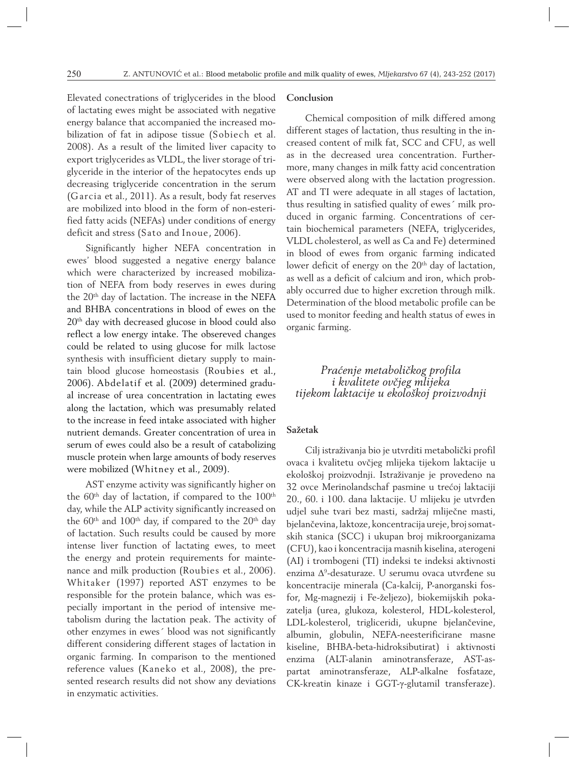Elevated conectrations of triglycerides in the blood of lactating ewes might be associated with negative energy balance that accompanied the increased mobilization of fat in adipose tissue (Sobiech et al. 2008). As a result of the limited liver capacity to export triglycerides as VLDL, the liver storage of triglyceride in the interior of the hepatocytes ends up decreasing triglyceride concentration in the serum (Garcia et al., 2011). As a result, body fat reserves are mobilized into blood in the form of non-esterified fatty acids (NEFAs) under conditions of energy deficit and stress (Sato and Inoue, 2006).

Significantly higher NEFA concentration in ewes' blood suggested a negative energy balance which were characterized by increased mobilization of NEFA from body reserves in ewes during the 20th day of lactation. The increase in the NEFA and BHBA concentrations in blood of ewes on the 20th day with decreased glucose in blood could also reflect a low energy intake. The obsereved changes could be related to using glucose for milk lactose synthesis with insufficient dietary supply to maintain blood glucose homeostasis (Roubies et al., 2006). Abdelatif et al. (2009) determined gradual increase of urea concentration in lactating ewes along the lactation, which was presumably related to the increase in feed intake associated with higher nutrient demands. Greater concentration of urea in serum of ewes could also be a result of catabolizing muscle protein when large amounts of body reserves were mobilized (Whitney et al., 2009).

AST enzyme activity was significantly higher on the 60th day of lactation, if compared to the 100th day, while the ALP activity significantly increased on the 60th and 100th day, if compared to the 20th day of lactation. Such results could be caused by more intense liver function of lactating ewes, to meet the energy and protein requirements for maintenance and milk production (Roubies et al., 2006). Whitaker (1997) reported AST enzymes to be responsible for the protein balance, which was especially important in the period of intensive metabolism during the lactation peak. The activity of other enzymes in ewes´ blood was not significantly different considering different stages of lactation in organic farming. In comparison to the mentioned reference values (Kaneko et al., 2008), the presented research results did not show any deviations in enzymatic activities.

## Conclusion

Chemical composition of milk differed among different stages of lactation, thus resulting in the increased content of milk fat, SCC and CFU, as well as in the decreased urea concentration. Furthermore, many changes in milk fatty acid concentration were observed along with the lactation progression. AT and TI were adequate in all stages of lactation, thus resulting in satisfied quality of ewes´ milk produced in organic farming. Concentrations of certain biochemical parameters (NEFA, triglycerides, VLDL cholesterol, as well as Ca and Fe) determined in blood of ewes from organic farming indicated lower deficit of energy on the 20th day of lactation, as well as a deficit of calcium and iron, which probably occurred due to higher excretion through milk. Determination of the blood metabolic profile can be used to monitor feeding and health status of ewes in organic farming.

## *Praćenje metaboličkog profila i kvalitete ovčjeg mlijeka tijekom laktacije u ekološkoj proizvodnji*

### Sažetak

Cilj istraživanja bio je utvrditi metabolički profil ovaca i kvalitetu ovčjeg mlijeka tijekom laktacije u ekološkoj proizvodnji. Istraživanje je provedeno na 32 ovce Merinolandschaf pasmine u trećoj laktaciji 20., 60. i 100. dana laktacije. U mlijeku je utvrđen udjel suhe tvari bez masti, sadržaj mliječne masti, bjelančevina, laktoze, koncentracija ureje, broj somatskih stanica (SCC) i ukupan broj mikroorganizama (CFU), kao i koncentracija masnih kiselina, aterogeni (AI) i trombogeni (TI) indeksi te indeksi aktivnosti enzima $\Delta^9$-desaturaze. U serumu ovaca utvrđene su koncentracije minerala (Ca-kalcij, P-anorganski fosfor, Mg-magnezij i Fe-željezo), biokemijskih pokazatelja (urea, glukoza, kolesterol, HDL-kolesterol, LDL-kolesterol, trigliceridi, ukupne bjelančevine, albumin, globulin, NEFA-neesterificirane masne kiseline, BHBA-beta-hidroksibutirat) i aktivnosti enzima (ALT-alanin aminotransferaze, AST-aspartat aminotransferaze, ALP-alkalne fosfataze, CK-kreatin kinaze i GGT-γ-glutamil transferaze).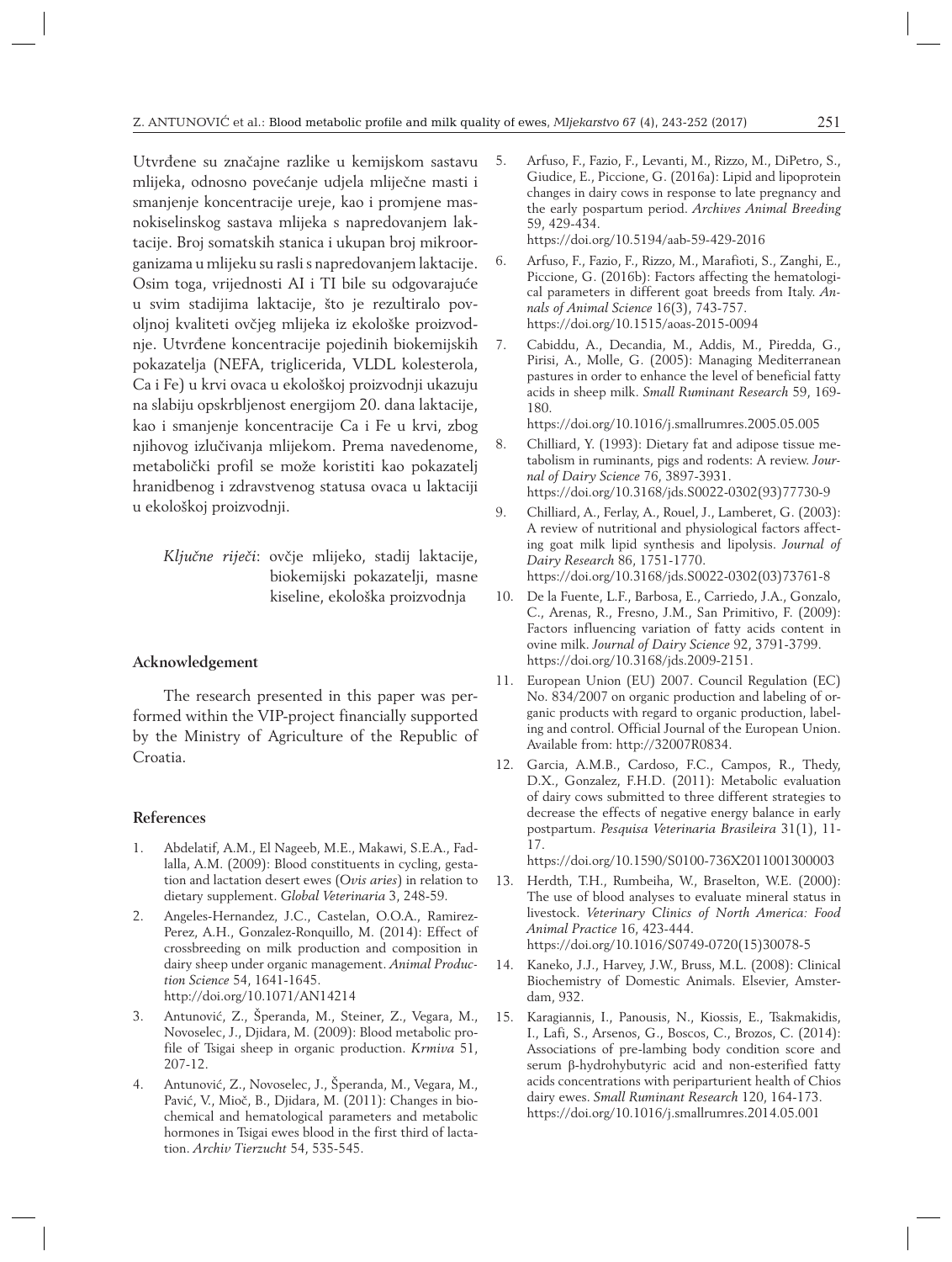Utvrđene su značajne razlike u kemijskom sastavu mlijeka, odnosno povećanje udjela mliječne masti i smanjenje koncentracije ureje, kao i promjene masnokiselinskog sastava mlijeka s napredovanjem laktacije. Broj somatskih stanica i ukupan broj mikroorganizama u mlijeku su rasli s napredovanjem laktacije. Osim toga, vrijednosti AI i TI bile su odgovarajuće u svim stadijima laktacije, što je rezultiralo povoljnoj kvaliteti ovčjeg mlijeka iz ekološke proizvodnje. Utvrđene koncentracije pojedinih biokemijskih pokazatelja (NEFA, triglicerida, VLDL kolesterola, Ca i Fe) u krvi ovaca u ekološkoj proizvodnji ukazuju na slabiju opskrbljenost energijom 20. dana laktacije, kao i smanjenje koncentracije Ca i Fe u krvi, zbog njihovog izlučivanja mlijekom. Prema navedenome, metabolički profil se može koristiti kao pokazatelj hranidbenog i zdravstvenog statusa ovaca u laktaciji u ekološkoj proizvodnji.

*Ključne riječi*: ovčje mlijeko, stadij laktacije, biokemijski pokazatelji, masne kiseline, ekološka proizvodnja

## Acknowledgement

The research presented in this paper was performed within the VIP-project financially supported by the Ministry of Agriculture of the Republic of Croatia.

## References

1. Abdelatif, A.M., El Nageeb, M.E., Makawi, S.E.A., Fadlalla, A.M. (2009): Blood constituents in cycling, gestation and lactation desert ewes (*Ovis aries*) in relation to dietary supplement. *Global Veterinaria* 3, 248-59.
2. Angeles-Hernandez, J.C., Castelan, O.O.A., Ramirez-Perez, A.H., Gonzalez-Ronquillo, M. (2014): Effect of crossbreeding on milk production and composition in dairy sheep under organic management. *Animal Production Science* 54, 1641-1645. http://doi.org/10.1071/AN14214
3. Antunović, Z., Šperanda, M., Steiner, Z., Vegara, M., Novoselec, J., Djidara, M. (2009): Blood metabolic profile of Tsigai sheep in organic production. *Krmiva* 51, 207-12.
4. Antunović, Z., Novoselec, J., Šperanda, M., Vegara, M., Pavić, V., Mioč, B., Djidara, M. (2011): Changes in biochemical and hematological parameters and metabolic hormones in Tsigai ewes blood in the first third of lactation. *Archiv Tierzucht* 54, 535-545.
5. Arfuso, F., Fazio, F., Levanti, M., Rizzo, M., DiPetro, S., Giudice, E., Piccione, G. (2016a): Lipid and lipoprotein changes in dairy cows in response to late pregnancy and the early pospartum period. *Archives Animal Breeding* 59, 429-434. https://doi.org/10.5194/aab-59-429-2016
6. Arfuso, F., Fazio, F., Rizzo, M., Marafioti, S., Zanghi, E., Piccione, G. (2016b): Factors affecting the hematological parameters in different goat breeds from Italy. *Annals of Animal Science* 16(3), 743-757. https://doi.org/10.1515/aoas-2015-0094
7. Cabiddu, A., Decandia, M., Addis, M., Piredda, G., Pirisi, A., Molle, G. (2005): Managing Mediterranean pastures in order to enhance the level of beneficial fatty acids in sheep milk. *Small Ruminant Research* 59, 169-180. https://doi.org/10.1016/j.smallrumres.2005.05.005
8. Chilliard, Y. (1993): Dietary fat and adipose tissue metabolism in ruminants, pigs and rodents: A review. *Journal of Dairy Science* 76, 3897-3931. https://doi.org/10.3168/jds.S0022-0302(93)77730-9
9. Chilliard, A., Ferlay, A., Rouel, J., Lamberet, G. (2003): A review of nutritional and physiological factors affecting goat milk lipid synthesis and lipolysis. *Journal of Dairy Research* 86, 1751-1770. https://doi.org/10.3168/jds.S0022-0302(03)73761-8
10. De la Fuente, L.F., Barbosa, E., Carriedo, J.A., Gonzalo, C., Arenas, R., Fresno, J.M., San Primitivo, F. (2009): Factors influencing variation of fatty acids content in ovine milk. *Journal of Dairy Science* 92, 3791-3799. https://doi.org/10.3168/jds.2009-2151.
11. European Union (EU) 2007. Council Regulation (EC) No. 834/2007 on organic production and labeling of organic products with regard to organic production, labeling and control. Official Journal of the European Union. Available from: http://32007R0834.
12. Garcia, A.M.B., Cardoso, F.C., Campos, R., Thedy, D.X., Gonzalez, F.H.D. (2011): Metabolic evaluation of dairy cows submitted to three different strategies to decrease the effects of negative energy balance in early postpartum. *Pesquisa Veterinaria Brasileira* 31(1), 11-17. https://doi.org/10.1590/S0100-736X2011001300003
13. Herdth, T.H., Rumbeiha, W., Braselton, W.E. (2000): The use of blood analyses to evaluate mineral status in livestock. *Veterinary Clinics of North America: Food Animal Practice* 16, 423-444. https://doi.org/10.1016/S0749-0720(15)30078-5
14. Kaneko, J.J., Harvey, J.W., Bruss, M.L. (2008): Clinical Biochemistry of Domestic Animals. Elsevier, Amsterdam, 932.
15. Karagiannis, I., Panousis, N., Kiossis, E., Tsakmakidis, I., Lafi, S., Arsenos, G., Boscos, C., Brozos, C. (2014): Associations of pre-lambing body condition score and serum β-hydrohybutyric acid and non-esterified fatty acids concentrations with periparturient health of Chios dairy ewes. *Small Ruminant Research* 120, 164-173. https://doi.org/10.1016/j.smallrumres.2014.05.001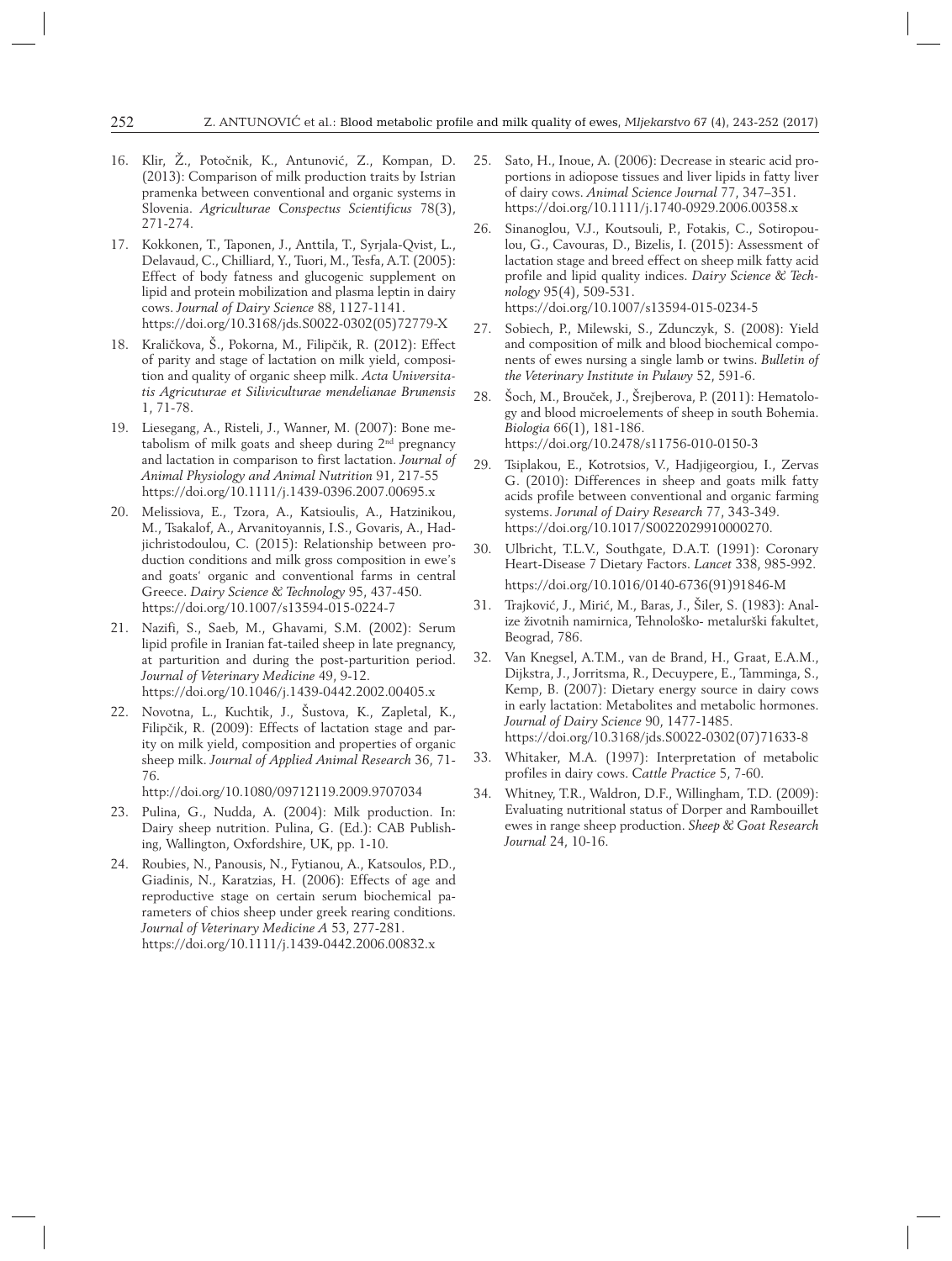16. Klir, Ž., Potočnik, K., Antunović, Z., Kompan, D. (2013): Comparison of milk production traits by Istrian pramenka between conventional and organic systems in Slovenia. *Agriculturae Conspectus Scientificus* 78(3), 271-274.
17. Kokkonen, T., Taponen, J., Anttila, T., Syrjala-Qvist, L., Delavaud, C., Chilliard, Y., Tuori, M., Tesfa, A.T. (2005): Effect of body fatness and glucogenic supplement on lipid and protein mobilization and plasma leptin in dairy cows. *Journal of Dairy Science* 88, 1127-1141. https://doi.org/10.3168/jds.S0022-0302(05)72779-X
18. Kraličkova, Š., Pokorna, M., Filipčik, R. (2012): Effect of parity and stage of lactation on milk yield, composition and quality of organic sheep milk. *Acta Universitatis Agricuturae et Siliviculturae mendelianae Brunensis* 1, 71-78.
19. Liesegang, A., Risteli, J., Wanner, M. (2007): Bone metabolism of milk goats and sheep during 2nd pregnancy and lactation in comparison to first lactation. *Journal of Animal Physiology and Animal Nutrition* 91, 217-55 https://doi.org/10.1111/j.1439-0396.2007.00695.x
20. Melissiova, E., Tzora, A., Katsoulis, A., Hatzinikou, M., Tsakalof, A., Arvanitoyannis, I.S., Govaris, A., Hadjichristodoulou, C. (2015): Relationship between production conditions and milk gross composition in ewe's and goats' organic and conventional farms in central Greece. *Dairy Science & Technology* 95, 437-450. https://doi.org/10.1007/s13594-015-0224-7
21. Nazifi, S., Saeb, M., Ghavami, S.M. (2002): Serum lipid profile in Iranian fat-tailed sheep in late pregnancy, at parturition and during the post-parturition period. *Journal of Veterinary Medicine* 49, 9-12. https://doi.org/10.1046/j.1439-0442.2002.00405.x
22. Novotna, L., Kuchtik, J., Šustova, K., Zapletal, K., Filipčik, R. (2009): Effects of lactation stage and parity on milk yield, composition and properties of organic sheep milk. *Journal of Applied Animal Research* 36, 71-76. http://doi.org/10.1080/09712119.2009.9707034
23. Pulina, G., Nudda, A. (2004): Milk production. In: Dairy sheep nutrition. Pulina, G. (Ed.): CAB Publishing, Wallington, Oxfordshire, UK, pp. 1-10.
24. Roubies, N., Panousis, N., Fytianou, A., Katsoulos, P.D., Giadinis, N., Karatzias, H. (2006): Effects of age and reproductive stage on certain serum biochemical parameters of chios sheep under greek rearing conditions. *Journal of Veterinary Medicine A* 53, 277-281. https://doi.org/10.1111/j.1439-0442.2006.00832.x
25. Sato, H., Inoue, A. (2006): Decrease in stearic acid proportions in adiopose tissues and liver lipids in fatty liver of dairy cows. *Animal Science Journal* 77, 347–351. https://doi.org/10.1111/j.1740-0929.2006.00358.x
26. Sinanoglou, V.J., Koutsouli, P., Fotakis, C., Sotiropoulou, G., Cavouras, D., Bizelis, I. (2015): Assessment of lactation stage and breed effect on sheep milk fatty acid profile and lipid quality indices. *Dairy Science & Technology* 95(4), 509-531. https://doi.org/10.1007/s13594-015-0234-5
27. Sobiech, P., Milewski, S., Zdunczyk, S. (2008): Yield and composition of milk and blood biochemical components of ewes nursing a single lamb or twins. *Bulletin of the Veterinary Institute in Pulawy* 52, 591-6.
28. Šoch, M., Brouček, J., Šrejberova, P. (2011): Hematology and blood microelements of sheep in south Bohemia. *Biologia* 66(1), 181-186. https://doi.org/10.2478/s11756-010-0150-3
29. Tsiplakou, E., Kotrotsios, V., Hadjigeorgiou, I., Zervas G. (2010): Differences in sheep and goats milk fatty acids profile between conventional and organic farming systems. *Jorunal of Dairy Research* 77, 343-349. https://doi.org/10.1017/S0022029910000270.
30. Ulbricht, T.L.V., Southgate, D.A.T. (1991): Coronary Heart-Disease 7 Dietary Factors. *Lancet* 338, 985-992. https://doi.org/10.1016/0140-6736(91)91846-M
31. Trajković, J., Mirić, M., Baras, J., Šiler, S. (1983): Analize životnih namirnica, Tehnološko- metalurški fakultet, Beograd, 786.
32. Van Knegsel, A.T.M., van de Brand, H., Graat, E.A.M., Dijkstra, J., Jorritsma, R., Decuypere, E., Tamminga, S., Kemp, B. (2007): Dietary energy source in dairy cows in early lactation: Metabolites and metabolic hormones. *Journal of Dairy Science* 90, 1477-1485. https://doi.org/10.3168/jds.S0022-0302(07)71633-8
33. Whitaker, M.A. (1997): Interpretation of metabolic profiles in dairy cows. *Cattle Practice* 5, 7-60.
34. Whitney, T.R., Waldron, D.F., Willingham, T.D. (2009): Evaluating nutritional status of Dorper and Rambouillet ewes in range sheep production. *Sheep & Goat Research Journal* 24, 10-16.